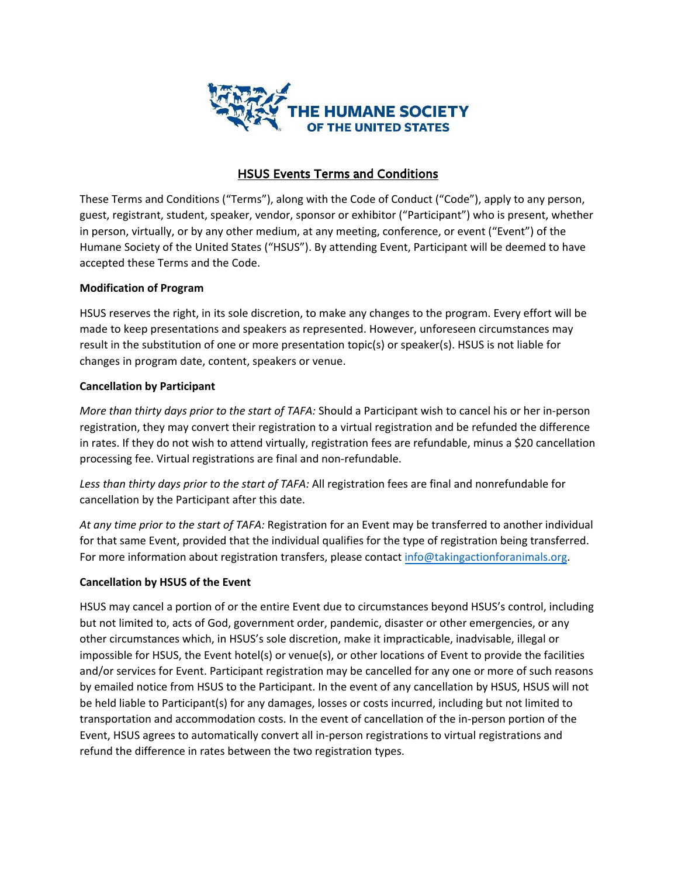# HSUS Events Terms and Conditions

These Terms and Conditions ("Terms"), along with the Code of Conduct ("Code"), apply to any person, guest, registrant, student, speaker, vendor, sponsor or exhibitor ("Participant") who is present, whether in person, virtually, or by any other medium, at any meeting, conference, or event ("Event") of the Humane Society of the United States ("HSUS"). By attending Event, Participant will be deemed to have accepted these Terms and the Code.

**Modification of Program**

HSUS reserves the right, in its sole discretion, to make any changes to the program. Every effort will be made to keep presentations and speakers as represented. However, unforeseen circumstances may result in the substitution of one or more presentation topic(s) or speaker(s). HSUS is not liable for changes in program date, content, speakers or venue.

**Cancellation by Participant**

*More than thirty days prior to the start of TAFA:* Should a Participant wish to cancel his or her in-person registration, they may convert their registration to a virtual registration and be refunded the difference in rates. If they do not wish to attend virtually, registration fees are refundable, minus a $20 cancellation processing fee. Virtual registrations are final and non-refundable.

*Less than thirty days prior to the start of TAFA:* All registration fees are final and nonrefundable for cancellation by the Participant after this date.

*At any time prior to the start of TAFA:* Registration for an Event may be transferred to another individual for that same Event, provided that the individual qualifies for the type of registration being transferred. For more information about registration transfers, please contact info@takingactionforanimals.org.

**Cancellation by HSUS of the Event**

HSUS may cancel a portion of or the entire Event due to circumstances beyond HSUS's control, including but not limited to, acts of God, government order, pandemic, disaster or other emergencies, or any other circumstances which, in HSUS's sole discretion, make it impracticable, inadvisable, illegal or impossible for HSUS, the Event hotel(s) or venue(s), or other locations of Event to provide the facilities and/or services for Event. Participant registration may be cancelled for any one or more of such reasons by emailed notice from HSUS to the Participant. In the event of any cancellation by HSUS, HSUS will not be held liable to Participant(s) for any damages, losses or costs incurred, including but not limited to transportation and accommodation costs. In the event of cancellation of the in-person portion of the Event, HSUS agrees to automatically convert all in-person registrations to virtual registrations and refund the difference in rates between the two registration types.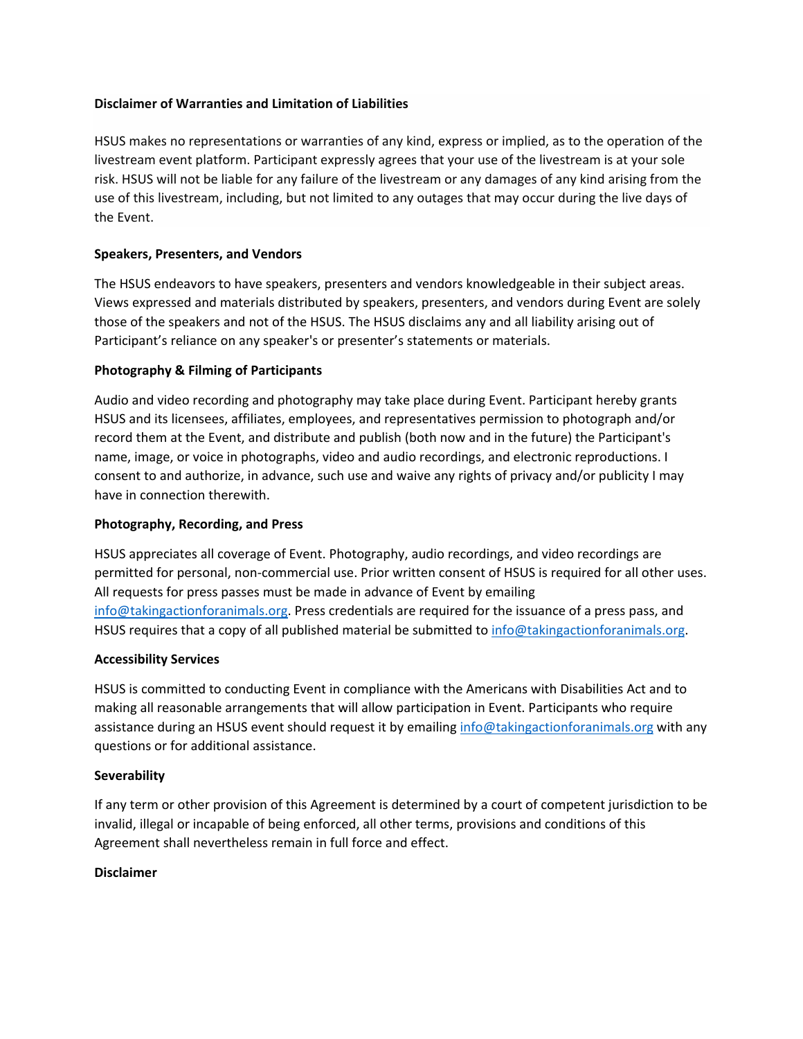**Disclaimer of Warranties and Limitation of Liabilities**

HSUS makes no representations or warranties of any kind, express or implied, as to the operation of the livestream event platform. Participant expressly agrees that your use of the livestream is at your sole risk. HSUS will not be liable for any failure of the livestream or any damages of any kind arising from the use of this livestream, including, but not limited to any outages that may occur during the live days of the Event.

**Speakers, Presenters, and Vendors**

The HSUS endeavors to have speakers, presenters and vendors knowledgeable in their subject areas. Views expressed and materials distributed by speakers, presenters, and vendors during Event are solely those of the speakers and not of the HSUS. The HSUS disclaims any and all liability arising out of Participant's reliance on any speaker's or presenter's statements or materials.

**Photography & Filming of Participants**

Audio and video recording and photography may take place during Event. Participant hereby grants HSUS and its licensees, affiliates, employees, and representatives permission to photograph and/or record them at the Event, and distribute and publish (both now and in the future) the Participant's name, image, or voice in photographs, video and audio recordings, and electronic reproductions. I consent to and authorize, in advance, such use and waive any rights of privacy and/or publicity I may have in connection therewith.

**Photography, Recording, and Press**

HSUS appreciates all coverage of Event. Photography, audio recordings, and video recordings are permitted for personal, non-commercial use. Prior written consent of HSUS is required for all other uses. All requests for press passes must be made in advance of Event by emailing info@takingactionforanimals.org. Press credentials are required for the issuance of a press pass, and HSUS requires that a copy of all published material be submitted to info@takingactionforanimals.org.

**Accessibility Services**

HSUS is committed to conducting Event in compliance with the Americans with Disabilities Act and to making all reasonable arrangements that will allow participation in Event. Participants who require assistance during an HSUS event should request it by emailing info@takingactionforanimals.org with any questions or for additional assistance.

**Severability**

If any term or other provision of this Agreement is determined by a court of competent jurisdiction to be invalid, illegal or incapable of being enforced, all other terms, provisions and conditions of this Agreement shall nevertheless remain in full force and effect.

**Disclaimer**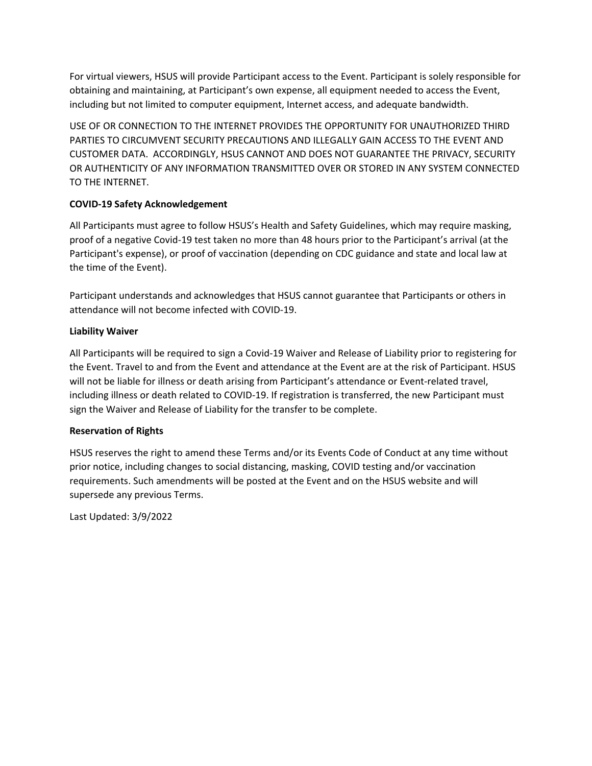For virtual viewers, HSUS will provide Participant access to the Event. Participant is solely responsible for obtaining and maintaining, at Participant's own expense, all equipment needed to access the Event, including but not limited to computer equipment, Internet access, and adequate bandwidth.

USE OF OR CONNECTION TO THE INTERNET PROVIDES THE OPPORTUNITY FOR UNAUTHORIZED THIRD PARTIES TO CIRCUMVENT SECURITY PRECAUTIONS AND ILLEGALLY GAIN ACCESS TO THE EVENT AND CUSTOMER DATA. ACCORDINGLY, HSUS CANNOT AND DOES NOT GUARANTEE THE PRIVACY, SECURITY OR AUTHENTICITY OF ANY INFORMATION TRANSMITTED OVER OR STORED IN ANY SYSTEM CONNECTED TO THE INTERNET.

**COVID-19 Safety Acknowledgement**

All Participants must agree to follow HSUS's Health and Safety Guidelines, which may require masking, proof of a negative Covid-19 test taken no more than 48 hours prior to the Participant's arrival (at the Participant's expense), or proof of vaccination (depending on CDC guidance and state and local law at the time of the Event).

Participant understands and acknowledges that HSUS cannot guarantee that Participants or others in attendance will not become infected with COVID-19.

**Liability Waiver**

All Participants will be required to sign a Covid-19 Waiver and Release of Liability prior to registering for the Event. Travel to and from the Event and attendance at the Event are at the risk of Participant. HSUS will not be liable for illness or death arising from Participant's attendance or Event-related travel, including illness or death related to COVID-19. If registration is transferred, the new Participant must sign the Waiver and Release of Liability for the transfer to be complete.

**Reservation of Rights**

HSUS reserves the right to amend these Terms and/or its Events Code of Conduct at any time without prior notice, including changes to social distancing, masking, COVID testing and/or vaccination requirements. Such amendments will be posted at the Event and on the HSUS website and will supersede any previous Terms.

Last Updated: 3/9/2022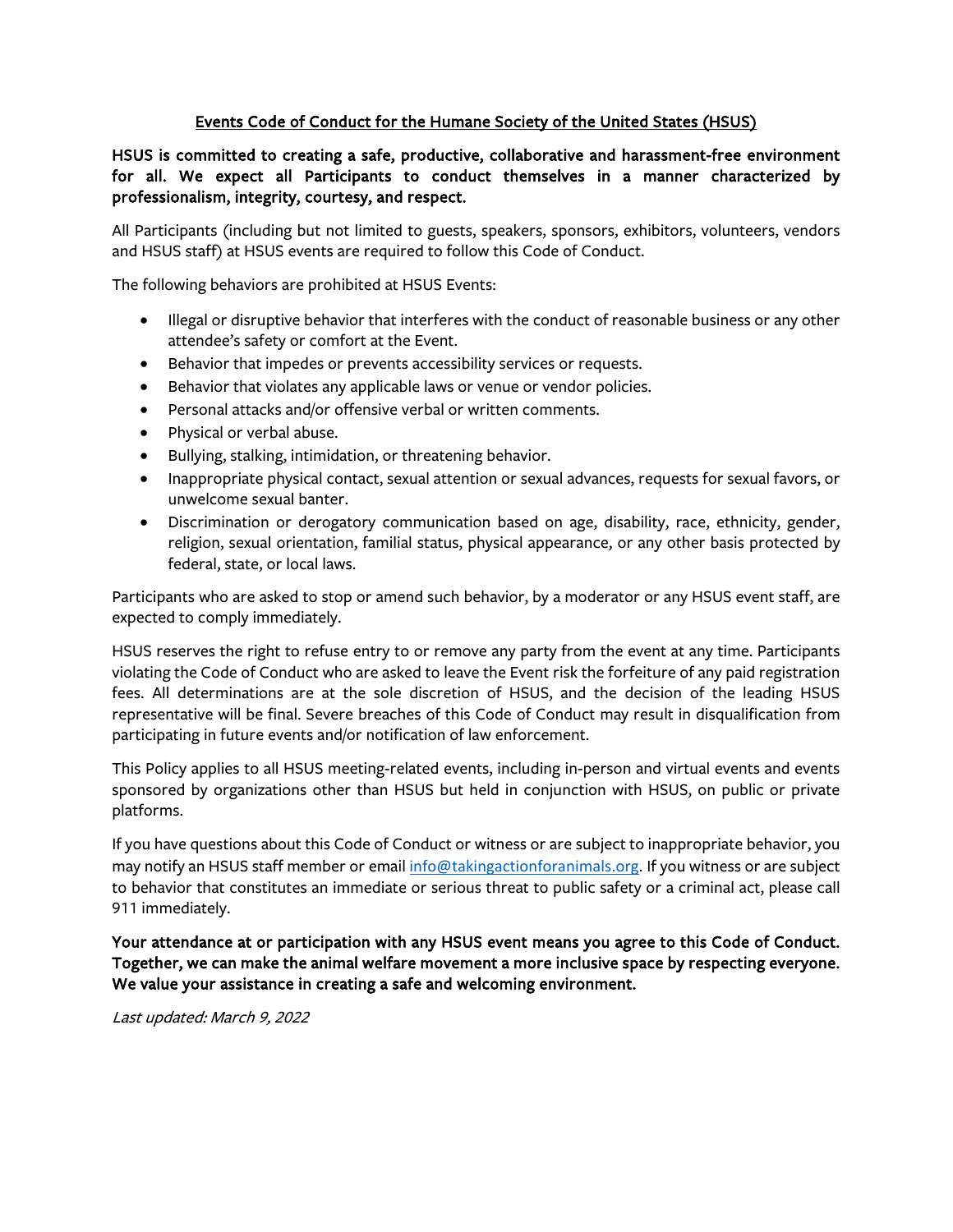# Events Code of Conduct for the Humane Society of the United States (HSUS)

**HSUS is committed to creating a safe, productive, collaborative and harassment-free environment for all. We expect all Participants to conduct themselves in a manner characterized by professionalism, integrity, courtesy, and respect.**

All Participants (including but not limited to guests, speakers, sponsors, exhibitors, volunteers, vendors and HSUS staff) at HSUS events are required to follow this Code of Conduct.

The following behaviors are prohibited at HSUS Events:

- Illegal or disruptive behavior that interferes with the conduct of reasonable business or any other attendee's safety or comfort at the Event.
- Behavior that impedes or prevents accessibility services or requests.
- Behavior that violates any applicable laws or venue or vendor policies.
- Personal attacks and/or offensive verbal or written comments.
- Physical or verbal abuse.
- Bullying, stalking, intimidation, or threatening behavior.
- Inappropriate physical contact, sexual attention or sexual advances, requests for sexual favors, or unwelcome sexual banter.
- Discrimination or derogatory communication based on age, disability, race, ethnicity, gender, religion, sexual orientation, familial status, physical appearance, or any other basis protected by federal, state, or local laws.

Participants who are asked to stop or amend such behavior, by a moderator or any HSUS event staff, are expected to comply immediately.

HSUS reserves the right to refuse entry to or remove any party from the event at any time. Participants violating the Code of Conduct who are asked to leave the Event risk the forfeiture of any paid registration fees. All determinations are at the sole discretion of HSUS, and the decision of the leading HSUS representative will be final. Severe breaches of this Code of Conduct may result in disqualification from participating in future events and/or notification of law enforcement.

This Policy applies to all HSUS meeting-related events, including in-person and virtual events and events sponsored by organizations other than HSUS but held in conjunction with HSUS, on public or private platforms.

If you have questions about this Code of Conduct or witness or are subject to inappropriate behavior, you may notify an HSUS staff member or email info@takingactionforanimals.org. If you witness or are subject to behavior that constitutes an immediate or serious threat to public safety or a criminal act, please call 911 immediately.

**Your attendance at or participation with any HSUS event means you agree to this Code of Conduct. Together, we can make the animal welfare movement a more inclusive space by respecting everyone. We value your assistance in creating a safe and welcoming environment.**

*Last updated: March 9, 2022*